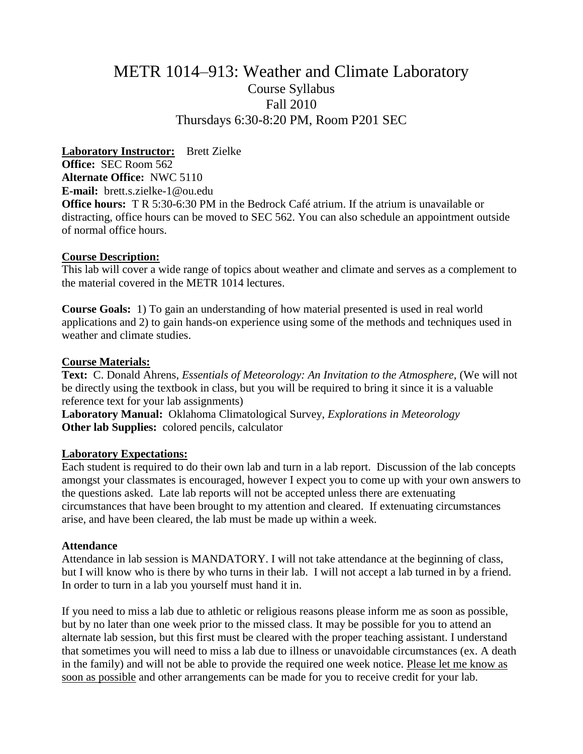# METR 1014–913: Weather and Climate Laboratory

Course Syllabus
Fall 2010
Thursdays 6:30-8:20 PM, Room P201 SEC

**Laboratory Instructor:** Brett Zielke
**Office:** SEC Room 562
**Alternate Office:** NWC 5110
**E-mail:** brett.s.zielke-1@ou.edu
**Office hours:** T R 5:30-6:30 PM in the Bedrock Café atrium. If the atrium is unavailable or distracting, office hours can be moved to SEC 562. You can also schedule an appointment outside of normal office hours.

**Course Description:**
This lab will cover a wide range of topics about weather and climate and serves as a complement to the material covered in the METR 1014 lectures.

**Course Goals:** 1) To gain an understanding of how material presented is used in real world applications and 2) to gain hands-on experience using some of the methods and techniques used in weather and climate studies.

**Course Materials:**
**Text:** C. Donald Ahrens, *Essentials of Meteorology: An Invitation to the Atmosphere,* (We will not be directly using the textbook in class, but you will be required to bring it since it is a valuable reference text for your lab assignments)
**Laboratory Manual:** Oklahoma Climatological Survey, *Explorations in Meteorology*
**Other lab Supplies:** colored pencils, calculator

**Laboratory Expectations:**
Each student is required to do their own lab and turn in a lab report. Discussion of the lab concepts amongst your classmates is encouraged, however I expect you to come up with your own answers to the questions asked. Late lab reports will not be accepted unless there are extenuating circumstances that have been brought to my attention and cleared. If extenuating circumstances arise, and have been cleared, the lab must be made up within a week.

**Attendance**
Attendance in lab session is MANDATORY. I will not take attendance at the beginning of class, but I will know who is there by who turns in their lab. I will not accept a lab turned in by a friend. In order to turn in a lab you yourself must hand it in.

If you need to miss a lab due to athletic or religious reasons please inform me as soon as possible, but by no later than one week prior to the missed class. It may be possible for you to attend an alternate lab session, but this first must be cleared with the proper teaching assistant. I understand that sometimes you will need to miss a lab due to illness or unavoidable circumstances (ex. A death in the family) and will not be able to provide the required one week notice. Please let me know as soon as possible and other arrangements can be made for you to receive credit for your lab.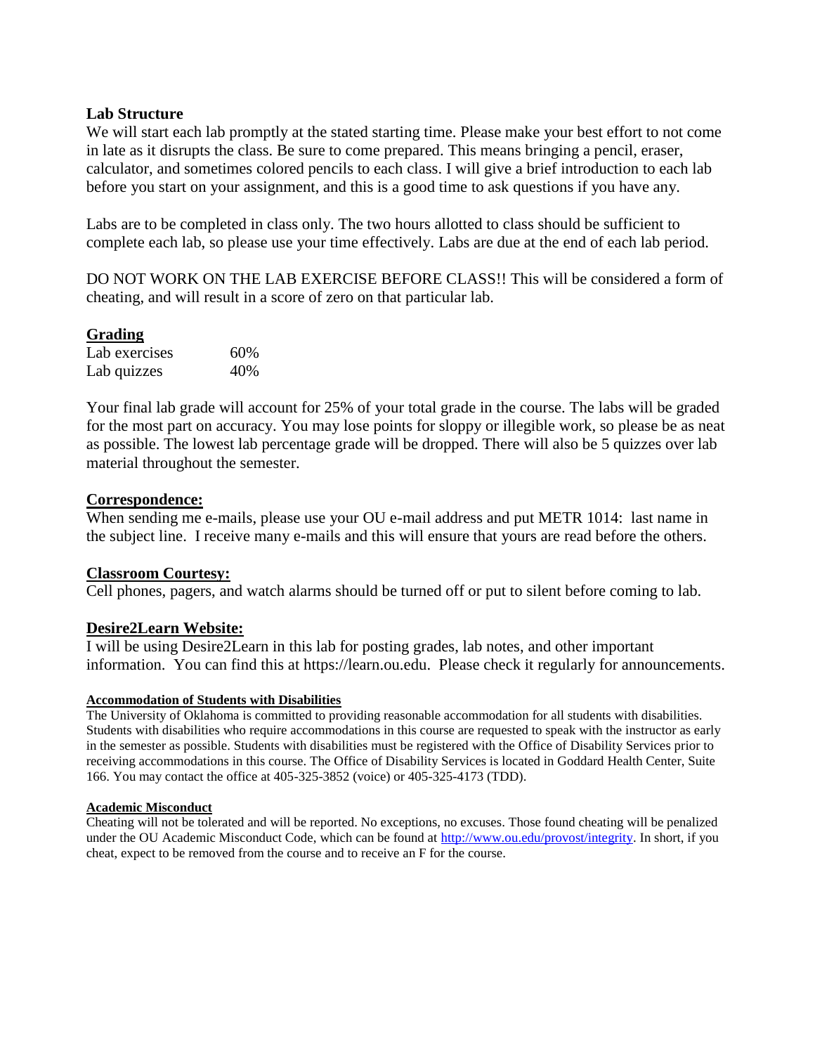**Lab Structure**

We will start each lab promptly at the stated starting time. Please make your best effort to not come in late as it disrupts the class. Be sure to come prepared. This means bringing a pencil, eraser, calculator, and sometimes colored pencils to each class. I will give a brief introduction to each lab before you start on your assignment, and this is a good time to ask questions if you have any.

Labs are to be completed in class only. The two hours allotted to class should be sufficient to complete each lab, so please use your time effectively. Labs are due at the end of each lab period.

DO NOT WORK ON THE LAB EXERCISE BEFORE CLASS!! This will be considered a form of cheating, and will result in a score of zero on that particular lab.

**Grading**

| | |
|---|---|
| Lab exercises | 60% |
| Lab quizzes | 40% |

Your final lab grade will account for 25% of your total grade in the course. The labs will be graded for the most part on accuracy. You may lose points for sloppy or illegible work, so please be as neat as possible. The lowest lab percentage grade will be dropped. There will also be 5 quizzes over lab material throughout the semester.

**Correspondence:**

When sending me e-mails, please use your OU e-mail address and put METR 1014: last name in the subject line. I receive many e-mails and this will ensure that yours are read before the others.

**Classroom Courtesy:**

Cell phones, pagers, and watch alarms should be turned off or put to silent before coming to lab.

**Desire2Learn Website:**

I will be using Desire2Learn in this lab for posting grades, lab notes, and other important information. You can find this at https://learn.ou.edu. Please check it regularly for announcements.

**Accommodation of Students with Disabilities**

The University of Oklahoma is committed to providing reasonable accommodation for all students with disabilities. Students with disabilities who require accommodations in this course are requested to speak with the instructor as early in the semester as possible. Students with disabilities must be registered with the Office of Disability Services prior to receiving accommodations in this course. The Office of Disability Services is located in Goddard Health Center, Suite 166. You may contact the office at 405-325-3852 (voice) or 405-325-4173 (TDD).

**Academic Misconduct**

Cheating will not be tolerated and will be reported. No exceptions, no excuses. Those found cheating will be penalized under the OU Academic Misconduct Code, which can be found at http://www.ou.edu/provost/integrity. In short, if you cheat, expect to be removed from the course and to receive an F for the course.